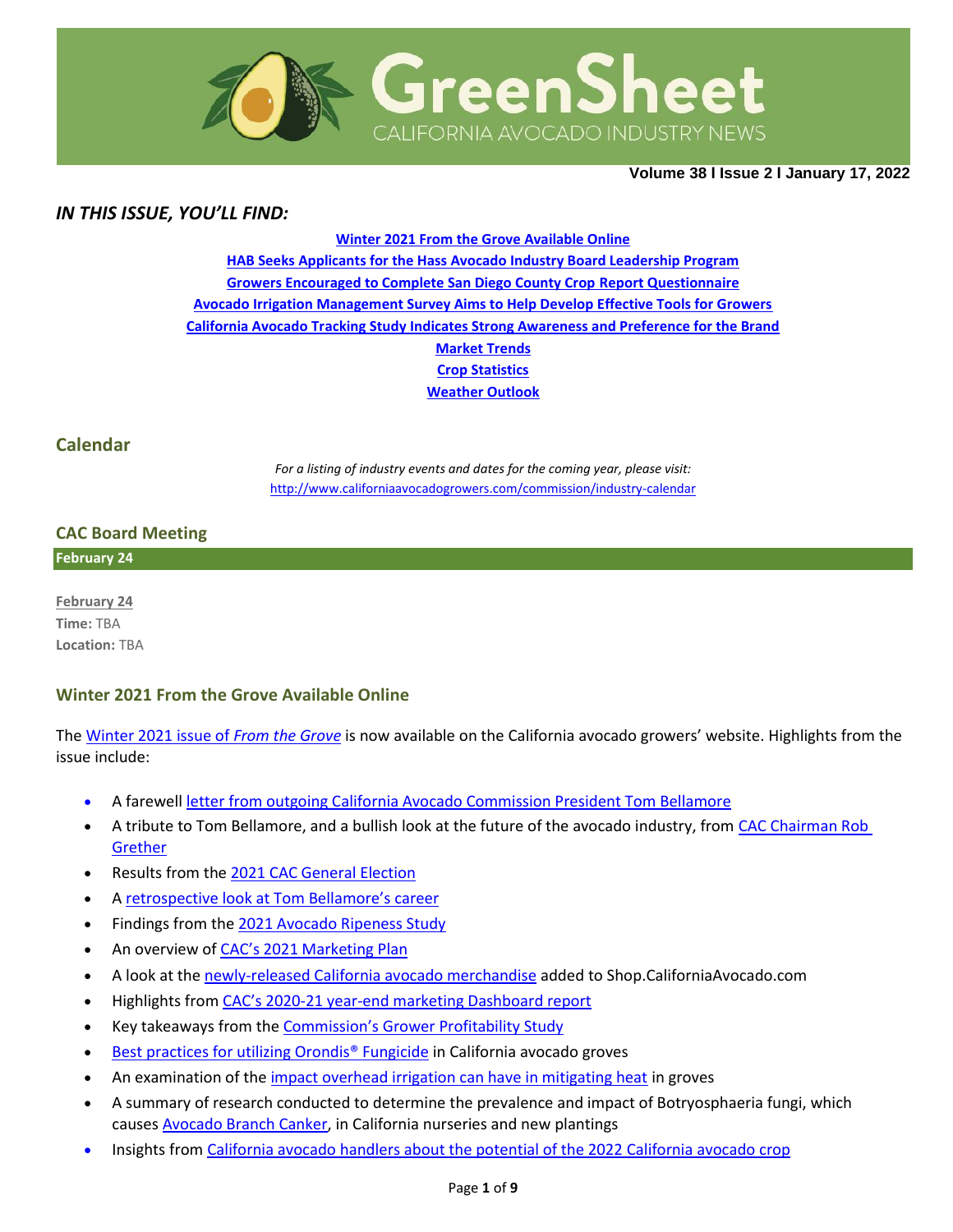# GreenSheet

CALIFORNIA AVOCADO INDUSTRY NEWS

**Volume 38 I Issue 2 I January 17, 2022**

### *IN THIS ISSUE, YOU'LL FIND:*

**Winter 2021 From the Grove Available Online**
**HAB Seeks Applicants for the Hass Avocado Industry Board Leadership Program**
**Growers Encouraged to Complete San Diego County Crop Report Questionnaire**
**Avocado Irrigation Management Survey Aims to Help Develop Effective Tools for Growers**
**California Avocado Tracking Study Indicates Strong Awareness and Preference for the Brand**
**Market Trends**
**Crop Statistics**
**Weather Outlook**

## Calendar

*For a listing of industry events and dates for the coming year, please visit:*
http://www.californiaavocadogrowers.com/commission/industry-calendar

### CAC Board Meeting

**February 24**

**February 24**
**Time:** TBA
**Location:** TBA

## Winter 2021 From the Grove Available Online

The Winter 2021 issue of *From the Grove* is now available on the California avocado growers' website. Highlights from the issue include:

- A farewell letter from outgoing California Avocado Commission President Tom Bellamore
- A tribute to Tom Bellamore, and a bullish look at the future of the avocado industry, from CAC Chairman Rob Grether
- Results from the 2021 CAC General Election
- A retrospective look at Tom Bellamore's career
- Findings from the 2021 Avocado Ripeness Study
- An overview of CAC's 2021 Marketing Plan
- A look at the newly-released California avocado merchandise added to Shop.CaliforniaAvocado.com
- Highlights from CAC's 2020-21 year-end marketing Dashboard report
- Key takeaways from the Commission's Grower Profitability Study
- Best practices for utilizing Orondis® Fungicide in California avocado groves
- An examination of the impact overhead irrigation can have in mitigating heat in groves
- A summary of research conducted to determine the prevalence and impact of Botryosphaeria fungi, which causes Avocado Branch Canker, in California nurseries and new plantings
- Insights from California avocado handlers about the potential of the 2022 California avocado crop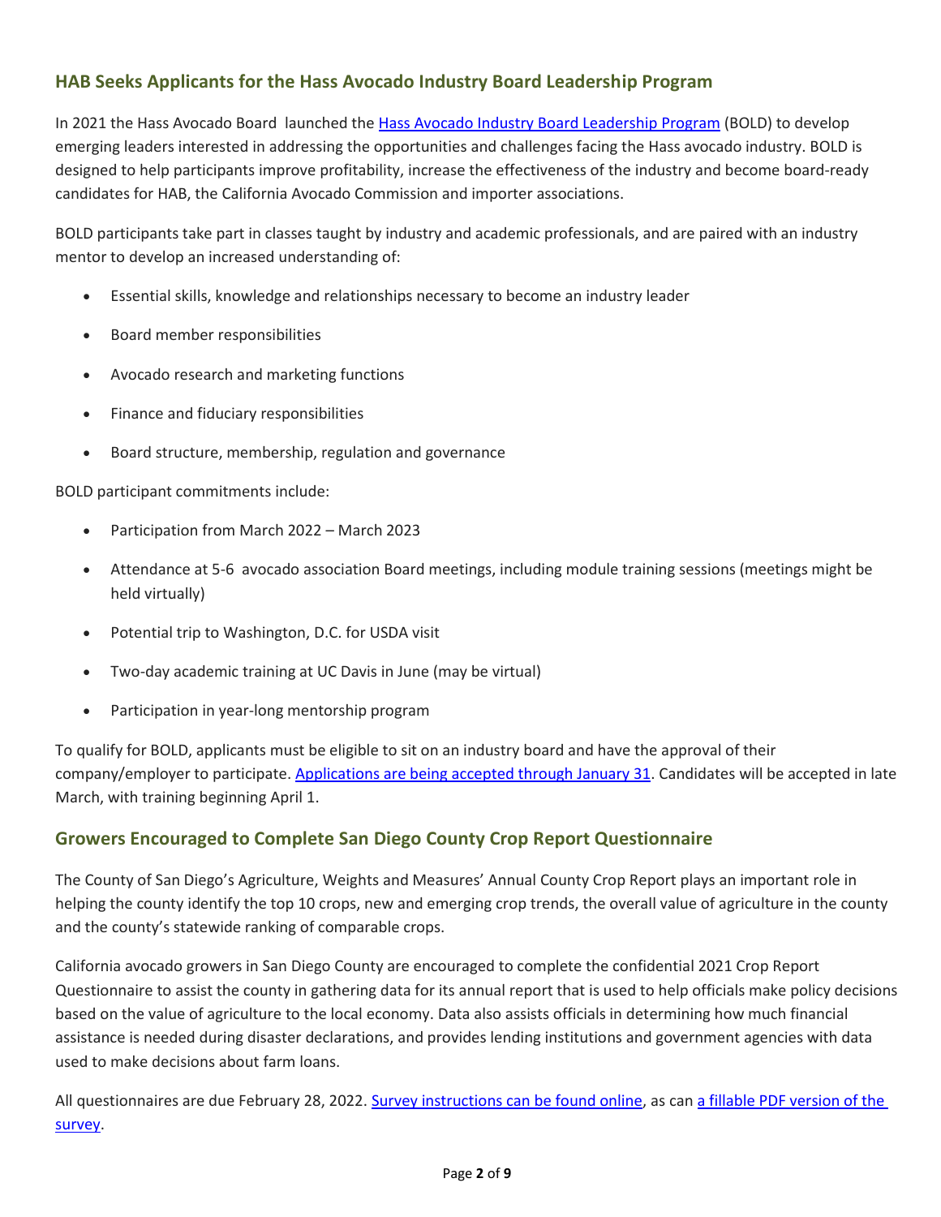## HAB Seeks Applicants for the Hass Avocado Industry Board Leadership Program

In 2021 the Hass Avocado Board launched the Hass Avocado Industry Board Leadership Program (BOLD) to develop emerging leaders interested in addressing the opportunities and challenges facing the Hass avocado industry. BOLD is designed to help participants improve profitability, increase the effectiveness of the industry and become board-ready candidates for HAB, the California Avocado Commission and importer associations.

BOLD participants take part in classes taught by industry and academic professionals, and are paired with an industry mentor to develop an increased understanding of:

- Essential skills, knowledge and relationships necessary to become an industry leader
- Board member responsibilities
- Avocado research and marketing functions
- Finance and fiduciary responsibilities
- Board structure, membership, regulation and governance

BOLD participant commitments include:

- Participation from March 2022 – March 2023
- Attendance at 5-6 avocado association Board meetings, including module training sessions (meetings might be held virtually)
- Potential trip to Washington, D.C. for USDA visit
- Two-day academic training at UC Davis in June (may be virtual)
- Participation in year-long mentorship program

To qualify for BOLD, applicants must be eligible to sit on an industry board and have the approval of their company/employer to participate. Applications are being accepted through January 31. Candidates will be accepted in late March, with training beginning April 1.

## Growers Encouraged to Complete San Diego County Crop Report Questionnaire

The County of San Diego's Agriculture, Weights and Measures' Annual County Crop Report plays an important role in helping the county identify the top 10 crops, new and emerging crop trends, the overall value of agriculture in the county and the county's statewide ranking of comparable crops.

California avocado growers in San Diego County are encouraged to complete the confidential 2021 Crop Report Questionnaire to assist the county in gathering data for its annual report that is used to help officials make policy decisions based on the value of agriculture to the local economy. Data also assists officials in determining how much financial assistance is needed during disaster declarations, and provides lending institutions and government agencies with data used to make decisions about farm loans.

All questionnaires are due February 28, 2022. Survey instructions can be found online, as can a fillable PDF version of the survey.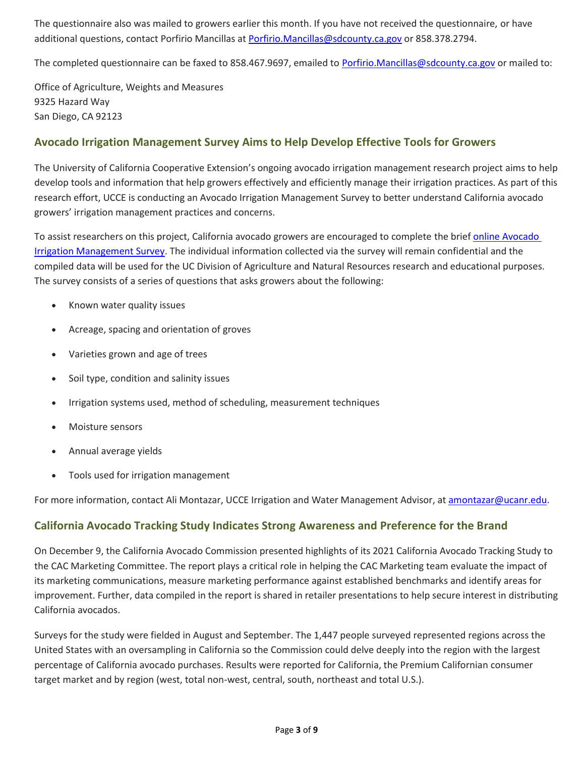The questionnaire also was mailed to growers earlier this month. If you have not received the questionnaire, or have additional questions, contact Porfirio Mancillas at Porfirio.Mancillas@sdcounty.ca.gov or 858.378.2794.

The completed questionnaire can be faxed to 858.467.9697, emailed to Porfirio.Mancillas@sdcounty.ca.gov or mailed to:

Office of Agriculture, Weights and Measures
9325 Hazard Way
San Diego, CA 92123

## Avocado Irrigation Management Survey Aims to Help Develop Effective Tools for Growers

The University of California Cooperative Extension's ongoing avocado irrigation management research project aims to help develop tools and information that help growers effectively and efficiently manage their irrigation practices. As part of this research effort, UCCE is conducting an Avocado Irrigation Management Survey to better understand California avocado growers' irrigation management practices and concerns.

To assist researchers on this project, California avocado growers are encouraged to complete the brief online Avocado Irrigation Management Survey. The individual information collected via the survey will remain confidential and the compiled data will be used for the UC Division of Agriculture and Natural Resources research and educational purposes. The survey consists of a series of questions that asks growers about the following:

- Known water quality issues
- Acreage, spacing and orientation of groves
- Varieties grown and age of trees
- Soil type, condition and salinity issues
- Irrigation systems used, method of scheduling, measurement techniques
- Moisture sensors
- Annual average yields
- Tools used for irrigation management

For more information, contact Ali Montazar, UCCE Irrigation and Water Management Advisor, at amontazar@ucanr.edu.

## California Avocado Tracking Study Indicates Strong Awareness and Preference for the Brand

On December 9, the California Avocado Commission presented highlights of its 2021 California Avocado Tracking Study to the CAC Marketing Committee. The report plays a critical role in helping the CAC Marketing team evaluate the impact of its marketing communications, measure marketing performance against established benchmarks and identify areas for improvement. Further, data compiled in the report is shared in retailer presentations to help secure interest in distributing California avocados.

Surveys for the study were fielded in August and September. The 1,447 people surveyed represented regions across the United States with an oversampling in California so the Commission could delve deeply into the region with the largest percentage of California avocado purchases. Results were reported for California, the Premium Californian consumer target market and by region (west, total non-west, central, south, northeast and total U.S.).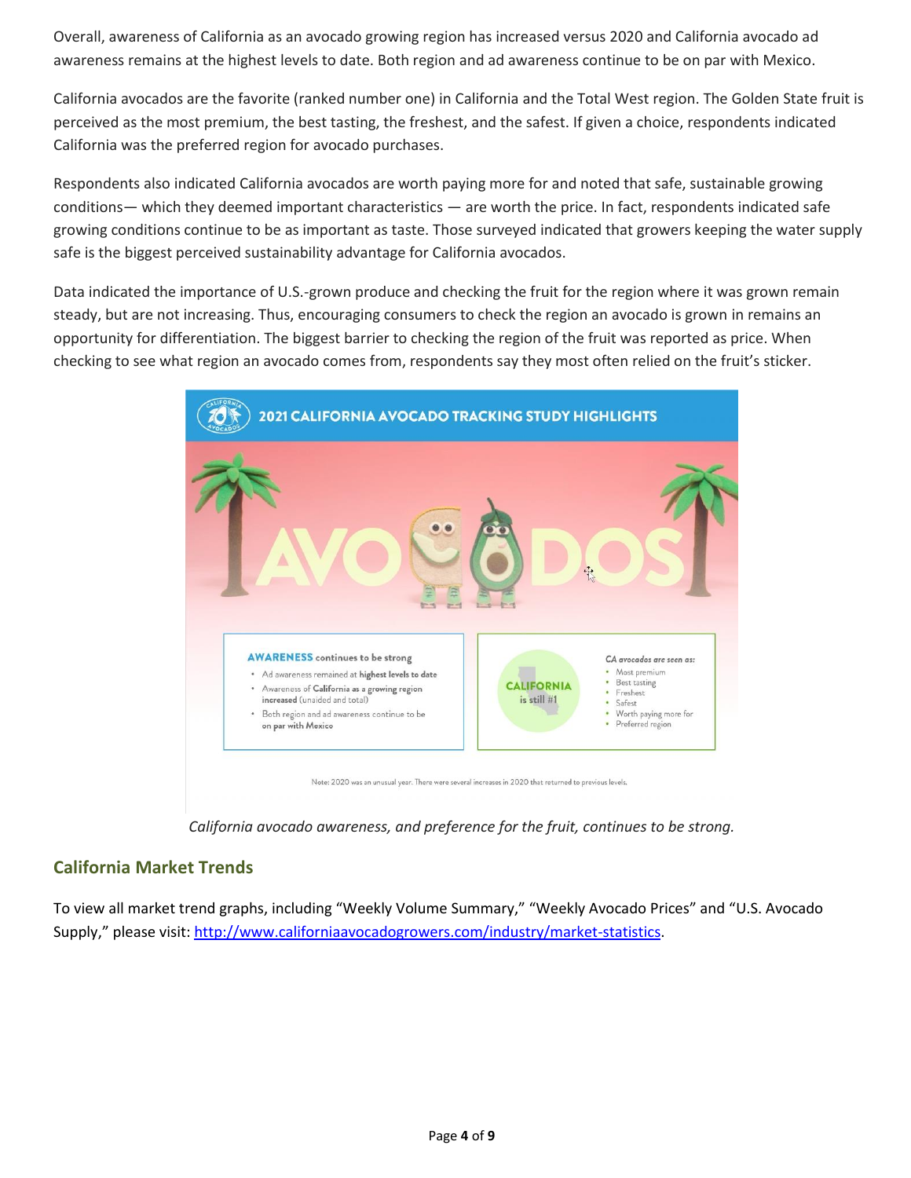Overall, awareness of California as an avocado growing region has increased versus 2020 and California avocado ad awareness remains at the highest levels to date. Both region and ad awareness continue to be on par with Mexico.

California avocados are the favorite (ranked number one) in California and the Total West region. The Golden State fruit is perceived as the most premium, the best tasting, the freshest, and the safest. If given a choice, respondents indicated California was the preferred region for avocado purchases.

Respondents also indicated California avocados are worth paying more for and noted that safe, sustainable growing conditions— which they deemed important characteristics — are worth the price. In fact, respondents indicated safe growing conditions continue to be as important as taste. Those surveyed indicated that growers keeping the water supply safe is the biggest perceived sustainability advantage for California avocados.

Data indicated the importance of U.S.-grown produce and checking the fruit for the region where it was grown remain steady, but are not increasing. Thus, encouraging consumers to check the region an avocado is grown in remains an opportunity for differentiation. The biggest barrier to checking the region of the fruit was reported as price. When checking to see what region an avocado comes from, respondents say they most often relied on the fruit's sticker.

**2021 CALIFORNIA AVOCADO TRACKING STUDY HIGHLIGHTS**

**AWARENESS** continues to be strong

- Ad awareness remained at **highest levels to date**
- Awareness of **California as a growing region increased** (unaided and total)
- Both region and ad awareness continue to be **on par with Mexico**

**CALIFORNIA** is still #1

*CA avocados are seen as:*

- Most premium
- Best tasting
- Freshest
- Safest
- Worth paying more for
- Preferred region

Note: 2020 was an unusual year. There were several increases in 2020 that returned to previous levels.

*California avocado awareness, and preference for the fruit, continues to be strong.*

## California Market Trends

To view all market trend graphs, including "Weekly Volume Summary," "Weekly Avocado Prices" and "U.S. Avocado Supply," please visit: http://www.californiaavocadogrowers.com/industry/market-statistics.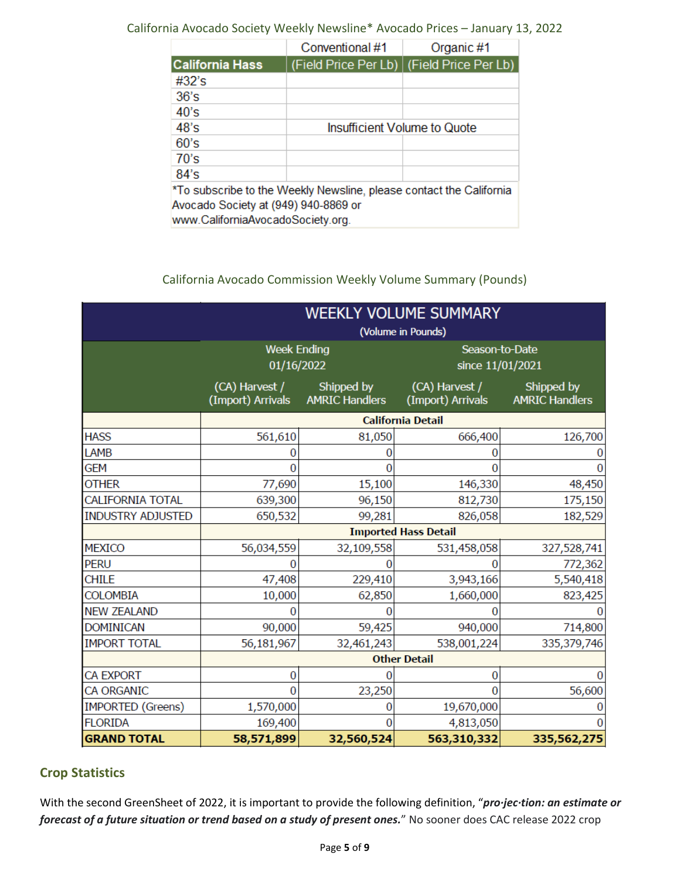California Avocado Society Weekly Newsline* Avocado Prices – January 13, 2022

| California Hass | Conventional #1 (Field Price Per Lb) | Organic #1 (Field Price Per Lb) |
|---|---|---|
| #32's | | |
| 36's | | |
| 40's | | |
| 48's | Insufficient Volume to Quote | |
| 60's | | |
| 70's | | |
| 84's | | |

*To subscribe to the Weekly Newsline, please contact the California Avocado Society at (949) 940-8869 or www.CaliforniaAvocadoSociety.org.

California Avocado Commission Weekly Volume Summary (Pounds)

| WEEKLY VOLUME SUMMARY (Volume in Pounds) | Week Ending 01/16/2022 | | Season-to-Date since 11/01/2021 | |
|---|---|---|---|---|
| | (CA) Harvest / (Import) Arrivals | Shipped by AMRIC Handlers | (CA) Harvest / (Import) Arrivals | Shipped by AMRIC Handlers |
| **California Detail** | | | | |
| HASS | 561,610 | 81,050 | 666,400 | 126,700 |
| LAMB | 0 | 0 | 0 | 0 |
| GEM | 0 | 0 | 0 | 0 |
| OTHER | 77,690 | 15,100 | 146,330 | 48,450 |
| CALIFORNIA TOTAL | 639,300 | 96,150 | 812,730 | 175,150 |
| INDUSTRY ADJUSTED | 650,532 | 99,281 | 826,058 | 182,529 |
| **Imported Hass Detail** | | | | |
| MEXICO | 56,034,559 | 32,109,558 | 531,458,058 | 327,528,741 |
| PERU | 0 | 0 | 0 | 772,362 |
| CHILE | 47,408 | 229,410 | 3,943,166 | 5,540,418 |
| COLOMBIA | 10,000 | 62,850 | 1,660,000 | 823,425 |
| NEW ZEALAND | 0 | 0 | 0 | 0 |
| DOMINICAN | 90,000 | 59,425 | 940,000 | 714,800 |
| IMPORT TOTAL | 56,181,967 | 32,461,243 | 538,001,224 | 335,379,746 |
| **Other Detail** | | | | |
| CA EXPORT | 0 | 0 | 0 | 0 |
| CA ORGANIC | 0 | 23,250 | 0 | 56,600 |
| IMPORTED (Greens) | 1,570,000 | 0 | 19,670,000 | 0 |
| FLORIDA | 169,400 | 0 | 4,813,050 | 0 |
| **GRAND TOTAL** | **58,571,899** | **32,560,524** | **563,310,332** | **335,562,275** |

## Crop Statistics

With the second GreenSheet of 2022, it is important to provide the following definition, "***pro·jec·tion: an estimate or forecast of a future situation or trend based on a study of present ones.***" No sooner does CAC release 2022 crop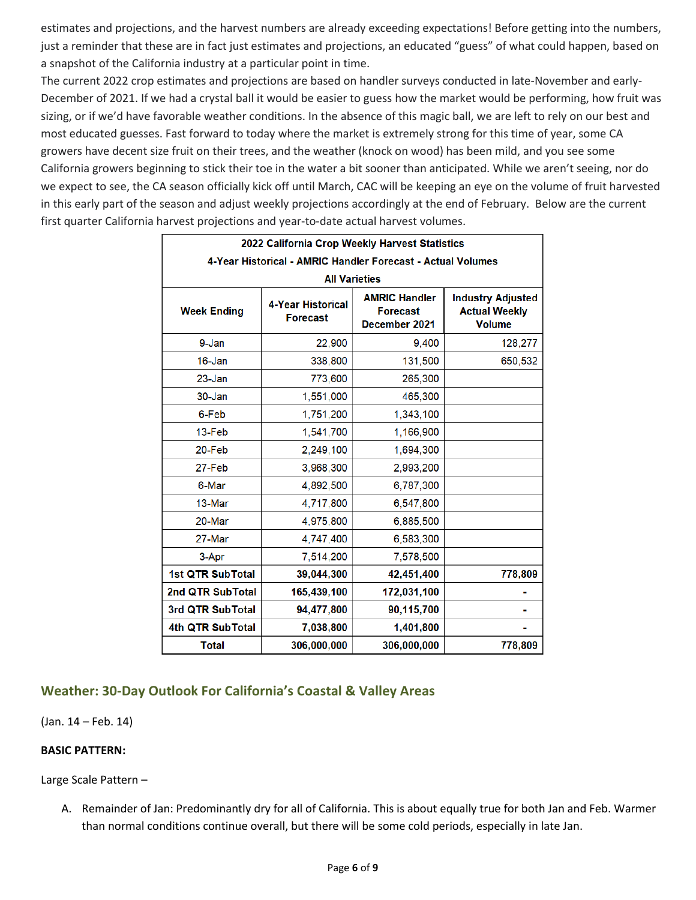estimates and projections, and the harvest numbers are already exceeding expectations! Before getting into the numbers, just a reminder that these are in fact just estimates and projections, an educated "guess" of what could happen, based on a snapshot of the California industry at a particular point in time.

The current 2022 crop estimates and projections are based on handler surveys conducted in late-November and early-December of 2021. If we had a crystal ball it would be easier to guess how the market would be performing, how fruit was sizing, or if we'd have favorable weather conditions. In the absence of this magic ball, we are left to rely on our best and most educated guesses. Fast forward to today where the market is extremely strong for this time of year, some CA growers have decent size fruit on their trees, and the weather (knock on wood) has been mild, and you see some California growers beginning to stick their toe in the water a bit sooner than anticipated. While we aren't seeing, nor do we expect to see, the CA season officially kick off until March, CAC will be keeping an eye on the volume of fruit harvested in this early part of the season and adjust weekly projections accordingly at the end of February. Below are the current first quarter California harvest projections and year-to-date actual harvest volumes.

| 2022 California Crop Weekly Harvest Statistics<br>4-Year Historical - AMRIC Handler Forecast - Actual Volumes<br>All Varieties | | | |
|---|---|---|---|
| **Week Ending** | **4-Year Historical Forecast** | **AMRIC Handler Forecast December 2021** | **Industry Adjusted Actual Weekly Volume** |
| 9-Jan | 22,900 | 9,400 | 128,277 |
| 16-Jan | 338,800 | 131,500 | 650,532 |
| 23-Jan | 773,600 | 265,300 | |
| 30-Jan | 1,551,000 | 465,300 | |
| 6-Feb | 1,751,200 | 1,343,100 | |
| 13-Feb | 1,541,700 | 1,166,900 | |
| 20-Feb | 2,249,100 | 1,694,300 | |
| 27-Feb | 3,968,300 | 2,993,200 | |
| 6-Mar | 4,892,500 | 6,787,300 | |
| 13-Mar | 4,717,800 | 6,547,800 | |
| 20-Mar | 4,975,800 | 6,885,500 | |
| 27-Mar | 4,747,400 | 6,583,300 | |
| 3-Apr | 7,514,200 | 7,578,500 | |
| **1st QTR SubTotal** | **39,044,300** | **42,451,400** | **778,809** |
| **2nd QTR SubTotal** | **165,439,100** | **172,031,100** | **-** |
| **3rd QTR SubTotal** | **94,477,800** | **90,115,700** | **-** |
| **4th QTR SubTotal** | **7,038,800** | **1,401,800** | **-** |
| **Total** | **306,000,000** | **306,000,000** | **778,809** |

## Weather: 30-Day Outlook For California's Coastal & Valley Areas

(Jan. 14 – Feb. 14)

**BASIC PATTERN:**

Large Scale Pattern –

A. Remainder of Jan: Predominantly dry for all of California. This is about equally true for both Jan and Feb. Warmer than normal conditions continue overall, but there will be some cold periods, especially in late Jan.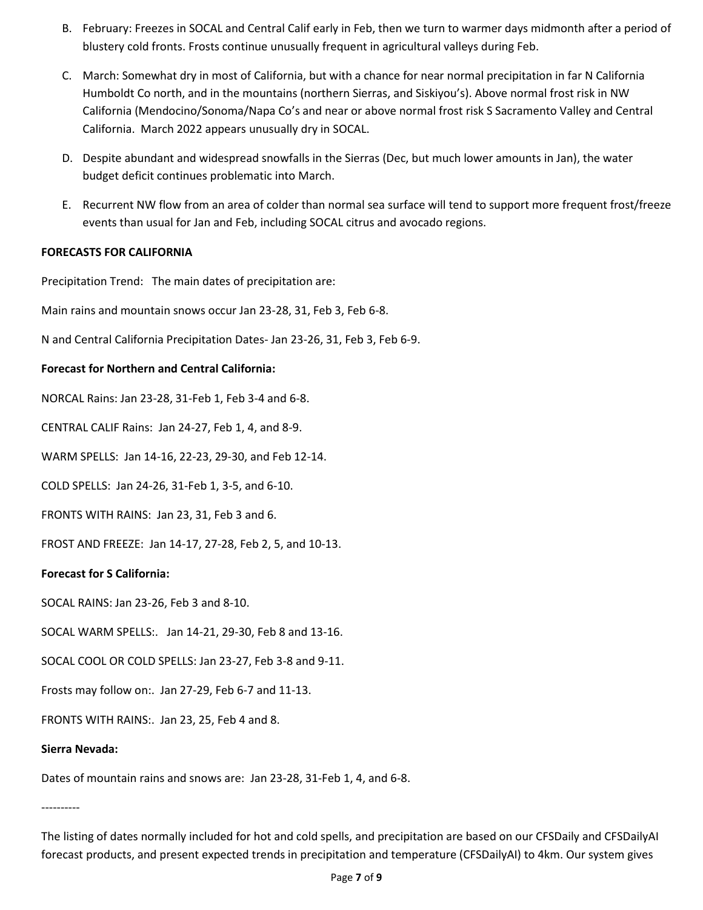B. February: Freezes in SOCAL and Central Calif early in Feb, then we turn to warmer days midmonth after a period of blustery cold fronts. Frosts continue unusually frequent in agricultural valleys during Feb.

C. March: Somewhat dry in most of California, but with a chance for near normal precipitation in far N California Humboldt Co north, and in the mountains (northern Sierras, and Siskiyou's). Above normal frost risk in NW California (Mendocino/Sonoma/Napa Co's and near or above normal frost risk S Sacramento Valley and Central California. March 2022 appears unusually dry in SOCAL.

D. Despite abundant and widespread snowfalls in the Sierras (Dec, but much lower amounts in Jan), the water budget deficit continues problematic into March.

E. Recurrent NW flow from an area of colder than normal sea surface will tend to support more frequent frost/freeze events than usual for Jan and Feb, including SOCAL citrus and avocado regions.

**FORECASTS FOR CALIFORNIA**

Precipitation Trend: The main dates of precipitation are:

Main rains and mountain snows occur Jan 23-28, 31, Feb 3, Feb 6-8.

N and Central California Precipitation Dates- Jan 23-26, 31, Feb 3, Feb 6-9.

**Forecast for Northern and Central California:**

NORCAL Rains: Jan 23-28, 31-Feb 1, Feb 3-4 and 6-8.

CENTRAL CALIF Rains: Jan 24-27, Feb 1, 4, and 8-9.

WARM SPELLS: Jan 14-16, 22-23, 29-30, and Feb 12-14.

COLD SPELLS: Jan 24-26, 31-Feb 1, 3-5, and 6-10.

FRONTS WITH RAINS: Jan 23, 31, Feb 3 and 6.

FROST AND FREEZE: Jan 14-17, 27-28, Feb 2, 5, and 10-13.

**Forecast for S California:**

SOCAL RAINS: Jan 23-26, Feb 3 and 8-10.

SOCAL WARM SPELLS:. Jan 14-21, 29-30, Feb 8 and 13-16.

SOCAL COOL OR COLD SPELLS: Jan 23-27, Feb 3-8 and 9-11.

Frosts may follow on:. Jan 27-29, Feb 6-7 and 11-13.

FRONTS WITH RAINS:. Jan 23, 25, Feb 4 and 8.

**Sierra Nevada:**

Dates of mountain rains and snows are: Jan 23-28, 31-Feb 1, 4, and 6-8.

----------

The listing of dates normally included for hot and cold spells, and precipitation are based on our CFSDaily and CFSDailyAI forecast products, and present expected trends in precipitation and temperature (CFSDailyAI) to 4km. Our system gives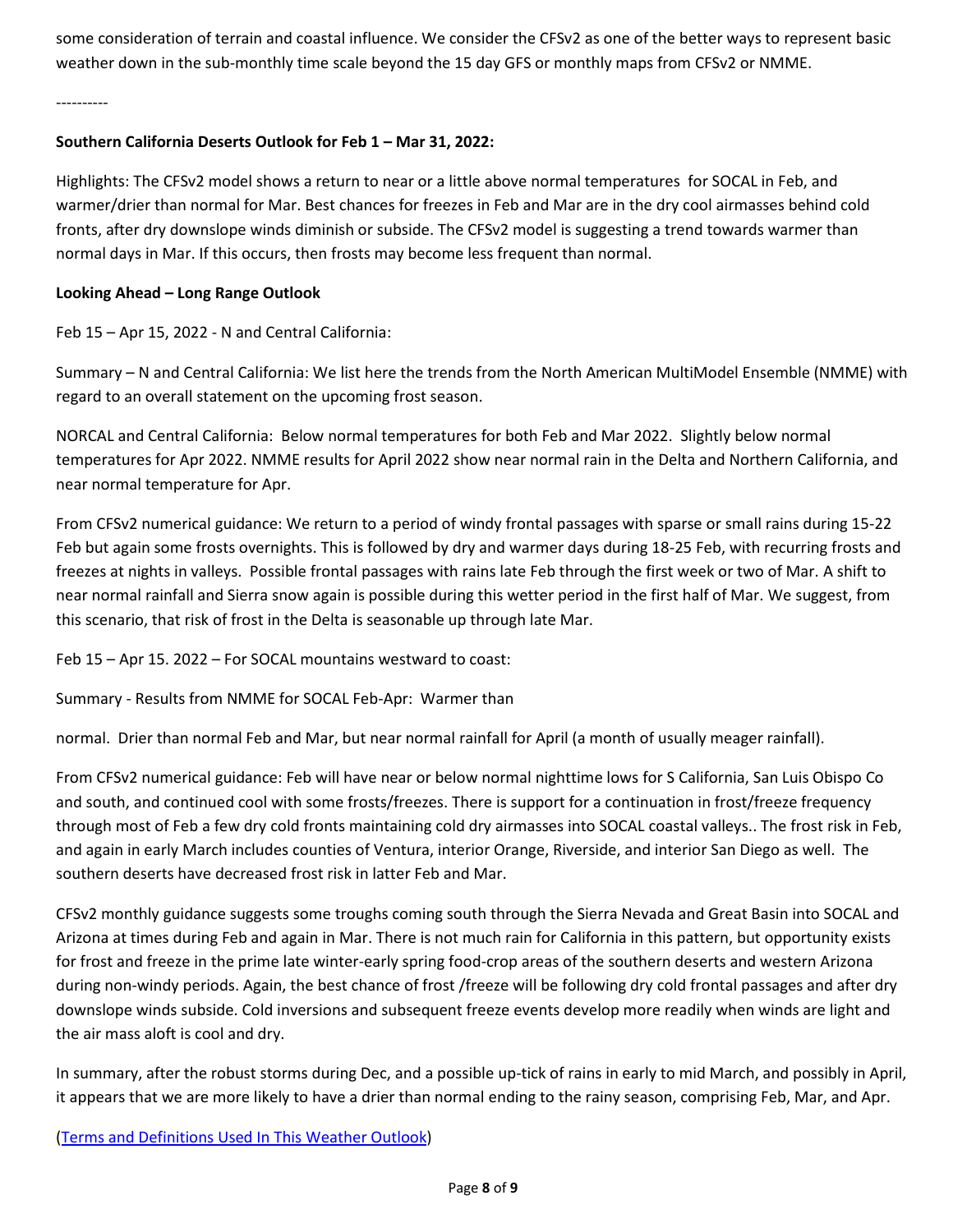some consideration of terrain and coastal influence. We consider the CFSv2 as one of the better ways to represent basic weather down in the sub-monthly time scale beyond the 15 day GFS or monthly maps from CFSv2 or NMME.

----------

**Southern California Deserts Outlook for Feb 1 – Mar 31, 2022:**

Highlights: The CFSv2 model shows a return to near or a little above normal temperatures for SOCAL in Feb, and warmer/drier than normal for Mar. Best chances for freezes in Feb and Mar are in the dry cool airmasses behind cold fronts, after dry downslope winds diminish or subside. The CFSv2 model is suggesting a trend towards warmer than normal days in Mar. If this occurs, then frosts may become less frequent than normal.

**Looking Ahead – Long Range Outlook**

Feb 15 – Apr 15, 2022 - N and Central California:

Summary – N and Central California: We list here the trends from the North American MultiModel Ensemble (NMME) with regard to an overall statement on the upcoming frost season.

NORCAL and Central California: Below normal temperatures for both Feb and Mar 2022. Slightly below normal temperatures for Apr 2022. NMME results for April 2022 show near normal rain in the Delta and Northern California, and near normal temperature for Apr.

From CFSv2 numerical guidance: We return to a period of windy frontal passages with sparse or small rains during 15-22 Feb but again some frosts overnights. This is followed by dry and warmer days during 18-25 Feb, with recurring frosts and freezes at nights in valleys. Possible frontal passages with rains late Feb through the first week or two of Mar. A shift to near normal rainfall and Sierra snow again is possible during this wetter period in the first half of Mar. We suggest, from this scenario, that risk of frost in the Delta is seasonable up through late Mar.

Feb 15 – Apr 15. 2022 – For SOCAL mountains westward to coast:

Summary - Results from NMME for SOCAL Feb-Apr: Warmer than normal. Drier than normal Feb and Mar, but near normal rainfall for April (a month of usually meager rainfall).

From CFSv2 numerical guidance: Feb will have near or below normal nighttime lows for S California, San Luis Obispo Co and south, and continued cool with some frosts/freezes. There is support for a continuation in frost/freeze frequency through most of Feb a few dry cold fronts maintaining cold dry airmasses into SOCAL coastal valleys.. The frost risk in Feb, and again in early March includes counties of Ventura, interior Orange, Riverside, and interior San Diego as well. The southern deserts have decreased frost risk in latter Feb and Mar.

CFSv2 monthly guidance suggests some troughs coming south through the Sierra Nevada and Great Basin into SOCAL and Arizona at times during Feb and again in Mar. There is not much rain for California in this pattern, but opportunity exists for frost and freeze in the prime late winter-early spring food-crop areas of the southern deserts and western Arizona during non-windy periods. Again, the best chance of frost /freeze will be following dry cold frontal passages and after dry downslope winds subside. Cold inversions and subsequent freeze events develop more readily when winds are light and the air mass aloft is cool and dry.

In summary, after the robust storms during Dec, and a possible up-tick of rains in early to mid March, and possibly in April, it appears that we are more likely to have a drier than normal ending to the rainy season, comprising Feb, Mar, and Apr.

([Terms and Definitions Used In This Weather Outlook])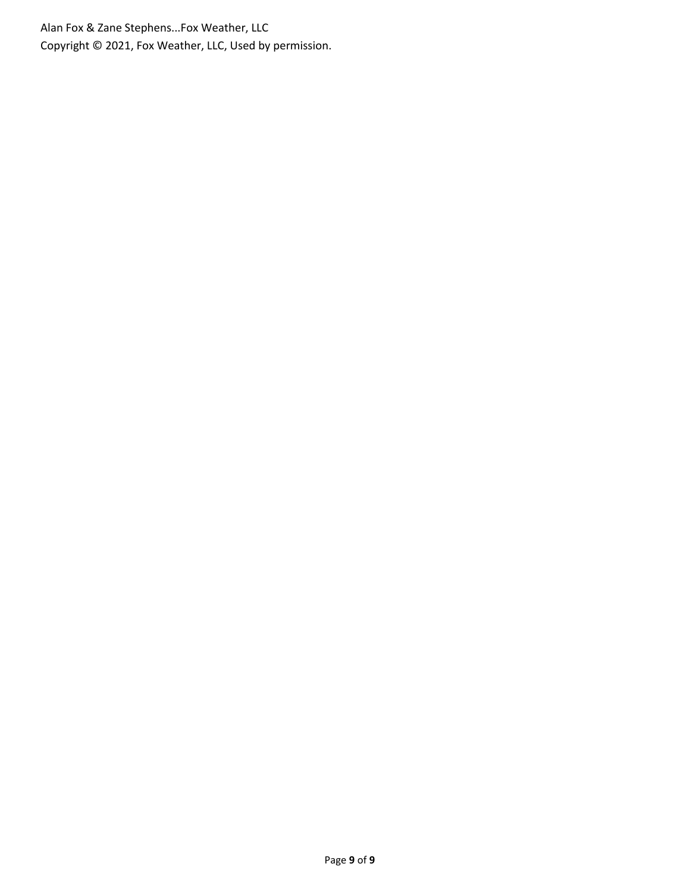Alan Fox & Zane Stephens...Fox Weather, LLC

Copyright © 2021, Fox Weather, LLC, Used by permission.